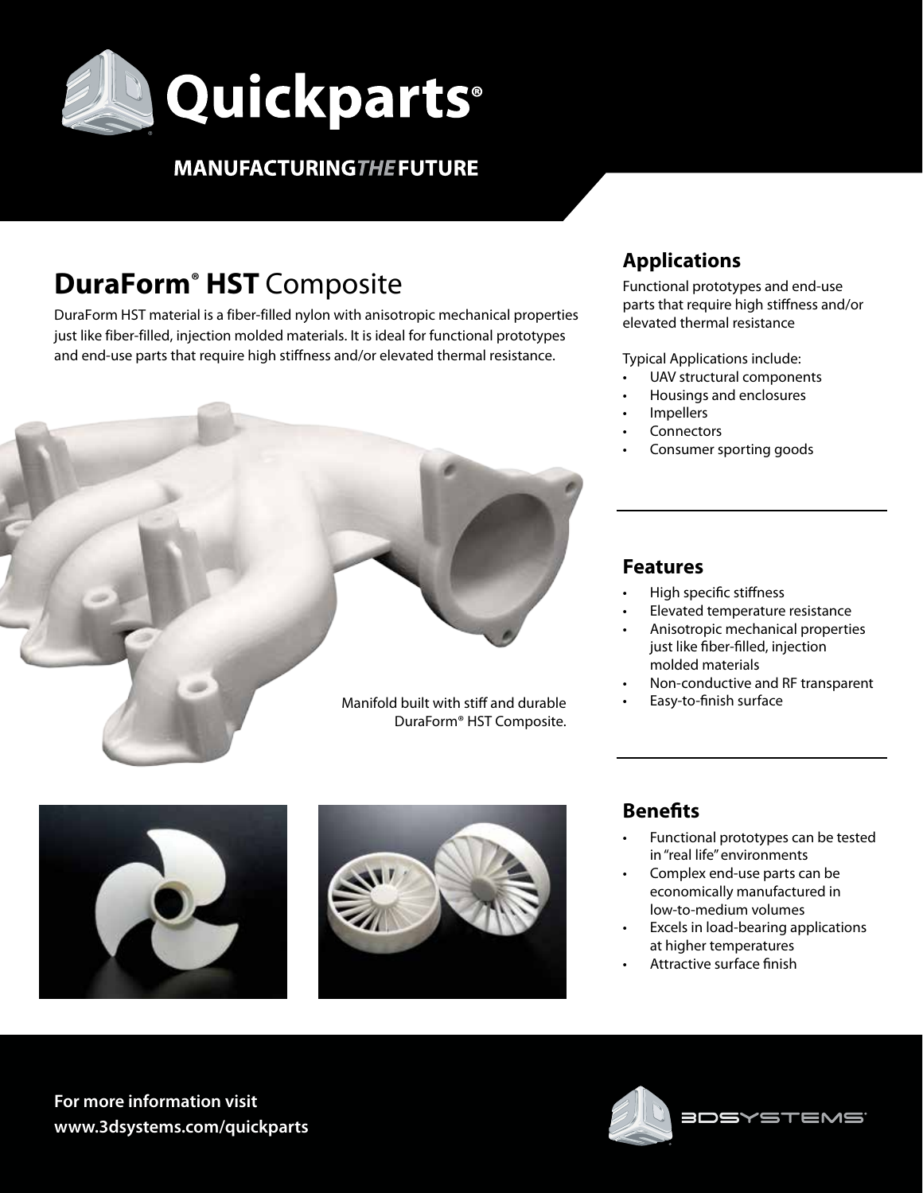# Quickparts®

**MANUFACTURING *THE* FUTURE**

## **DuraForm® HST** Composite

DuraForm HST material is a fiber-filled nylon with anisotropic mechanical properties just like fiber-filled, injection molded materials. It is ideal for functional prototypes and end-use parts that require high stiffness and/or elevated thermal resistance.

Manifold built with stiff and durable DuraForm® HST Composite.

### Applications

Functional prototypes and end-use parts that require high stiffness and/or elevated thermal resistance

Typical Applications include:

- UAV structural components
- Housings and enclosures
- Impellers
- Connectors
- Consumer sporting goods

### Features

- High specific stiffness
- Elevated temperature resistance
- Anisotropic mechanical properties just like fiber-filled, injection molded materials
- Non-conductive and RF transparent
- Easy-to-finish surface

### Benefits

- Functional prototypes can be tested in "real life" environments
- Complex end-use parts can be economically manufactured in low-to-medium volumes
- Excels in load-bearing applications at higher temperatures
- Attractive surface finish

**For more information visit**
**www.3dsystems.com/quickparts**

3DSYSTEMS®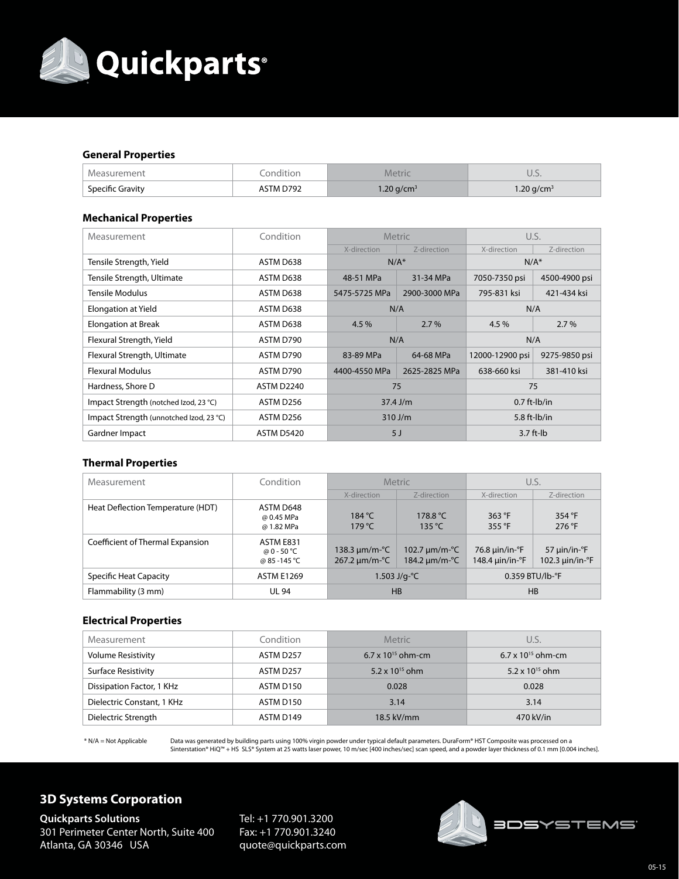# Quickparts®

### General Properties

| Measurement | Condition | Metric | U.S. |
|---|---|---|---|
| Specific Gravity | ASTM D792 | 1.20 g/cm³ | 1.20 g/cm³ |

### Mechanical Properties

| Measurement | Condition | Metric | | U.S. | |
|---|---|---|---|---|---|
| | | X-direction | Z-direction | X-direction | Z-direction |
| Tensile Strength, Yield | ASTM D638 | N/A* | | N/A* | |
| Tensile Strength, Ultimate | ASTM D638 | 48-51 MPa | 31-34 MPa | 7050-7350 psi | 4500-4900 psi |
| Tensile Modulus | ASTM D638 | 5475-5725 MPa | 2900-3000 MPa | 795-831 ksi | 421-434 ksi |
| Elongation at Yield | ASTM D638 | N/A | | N/A | |
| Elongation at Break | ASTM D638 | 4.5 % | 2.7 % | 4.5 % | 2.7 % |
| Flexural Strength, Yield | ASTM D790 | N/A | | N/A | |
| Flexural Strength, Ultimate | ASTM D790 | 83-89 MPa | 64-68 MPa | 12000-12900 psi | 9275-9850 psi |
| Flexural Modulus | ASTM D790 | 4400-4550 MPa | 2625-2825 MPa | 638-660 ksi | 381-410 ksi |
| Hardness, Shore D | ASTM D2240 | 75 | | 75 | |
| Impact Strength (notched Izod, 23 °C) | ASTM D256 | 37.4 J/m | | 0.7 ft-lb/in | |
| Impact Strength (unnotched Izod, 23 °C) | ASTM D256 | 310 J/m | | 5.8 ft-lb/in | |
| Gardner Impact | ASTM D5420 | 5 J | | 3.7 ft-lb | |

### Thermal Properties

| Measurement | Condition | Metric | | U.S. | |
|---|---|---|---|---|---|
| | | X-direction | Z-direction | X-direction | Z-direction |
| Heat Deflection Temperature (HDT) | ASTM D648 @ 0.45 MPa @ 1.82 MPa | 184 °C 179 °C | 178.8 °C 135 °C | 363 °F 355 °F | 354 °F 276 °F |
| Coefficient of Thermal Expansion | ASTM E831 @ 0 - 50 °C @ 85 -145 °C | 138.3 μm/m-°C 267.2 μm/m-°C | 102.7 μm/m-°C 184.2 μm/m-°C | 76.8 μin/in-°F 148.4 μin/in-°F | 57 μin/in-°F 102.3 μin/in-°F |
| Specific Heat Capacity | ASTM E1269 | 1.503 J/g-°C | | 0.359 BTU/lb-°F | |
| Flammability (3 mm) | UL 94 | HB | | HB | |

### Electrical Properties

| Measurement | Condition | Metric | U.S. |
|---|---|---|---|
| Volume Resistivity | ASTM D257 | 6.7 x $10^{15}$ ohm-cm | 6.7 x $10^{15}$ ohm-cm |
| Surface Resistivity | ASTM D257 | 5.2 x $10^{15}$ ohm | 5.2 x $10^{15}$ ohm |
| Dissipation Factor, 1 KHz | ASTM D150 | 0.028 | 0.028 |
| Dielectric Constant, 1 KHz | ASTM D150 | 3.14 | 3.14 |
| Dielectric Strength | ASTM D149 | 18.5 kV/mm | 470 kV/in |

\* N/A = Not Applicable

Data was generated by building parts using 100% virgin powder under typical default parameters. DuraForm® HST Composite was processed on a Sinterstation® HiQ™ + HS SLS® System at 25 watts laser power, 10 m/sec [400 inches/sec] scan speed, and a powder layer thickness of 0.1 mm [0.004 inches].

## 3D Systems Corporation

**Quickparts Solutions**
301 Perimeter Center North, Suite 400
Atlanta, GA 30346 USA

Tel: +1 770.901.3200
Fax: +1 770.901.3240
quote@quickparts.com

3DSYSTEMS®

05-15